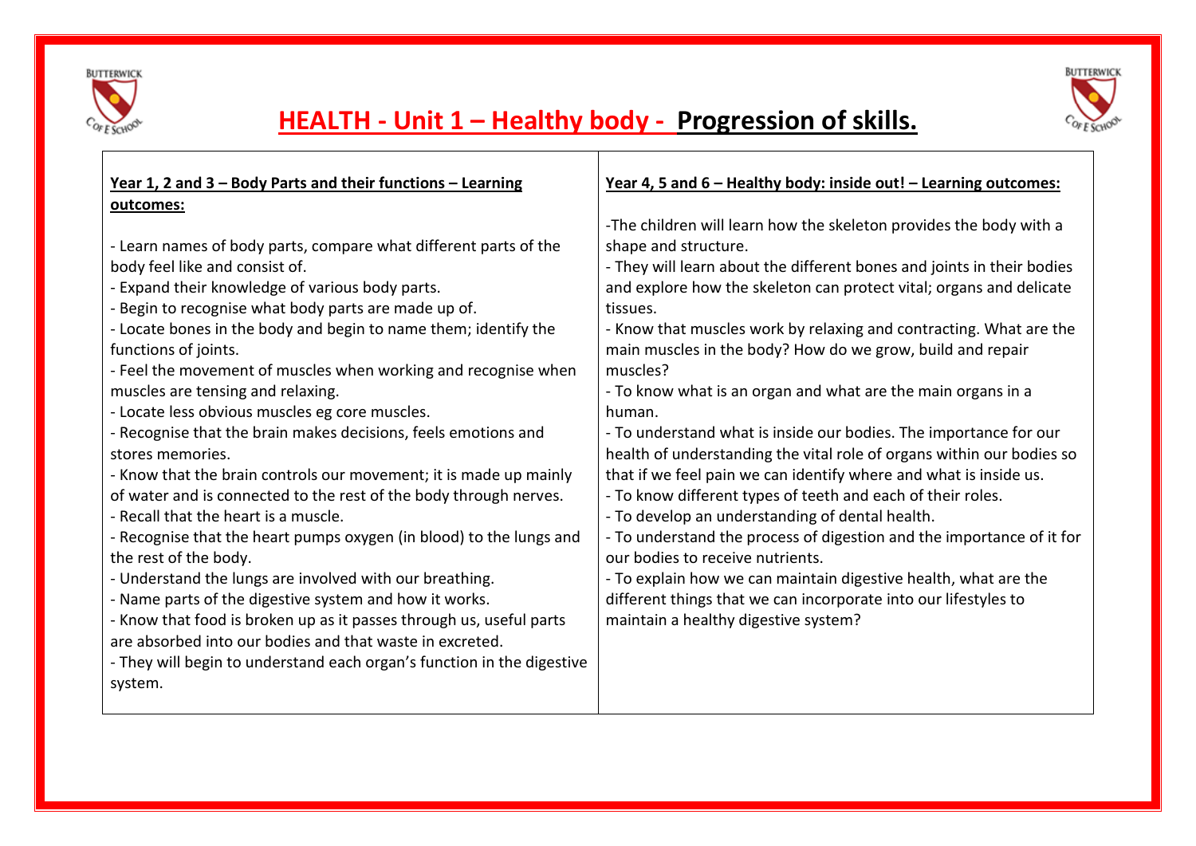# HEALTH - Unit 1 – Healthy body - **Progression of skills.**

| **Year 1, 2 and 3 – Body Parts and their functions – Learning outcomes:** | **Year 4, 5 and 6 – Healthy body: inside out! – Learning outcomes:** |
|---|---|
| - Learn names of body parts, compare what different parts of the body feel like and consist of.<br>- Expand their knowledge of various body parts.<br>- Begin to recognise what body parts are made up of.<br>- Locate bones in the body and begin to name them; identify the functions of joints.<br>- Feel the movement of muscles when working and recognise when muscles are tensing and relaxing.<br>- Locate less obvious muscles eg core muscles.<br>- Recognise that the brain makes decisions, feels emotions and stores memories.<br>- Know that the brain controls our movement; it is made up mainly of water and is connected to the rest of the body through nerves.<br>- Recall that the heart is a muscle.<br>- Recognise that the heart pumps oxygen (in blood) to the lungs and the rest of the body.<br>- Understand the lungs are involved with our breathing.<br>- Name parts of the digestive system and how it works.<br>- Know that food is broken up as it passes through us, useful parts are absorbed into our bodies and that waste in excreted.<br>- They will begin to understand each organ's function in the digestive system. | -The children will learn how the skeleton provides the body with a shape and structure.<br>- They will learn about the different bones and joints in their bodies and explore how the skeleton can protect vital; organs and delicate tissues.<br>- Know that muscles work by relaxing and contracting. What are the main muscles in the body? How do we grow, build and repair muscles?<br>- To know what is an organ and what are the main organs in a human.<br>- To understand what is inside our bodies. The importance for our health of understanding the vital role of organs within our bodies so that if we feel pain we can identify where and what is inside us.<br>- To know different types of teeth and each of their roles.<br>- To develop an understanding of dental health.<br>- To understand the process of digestion and the importance of it for our bodies to receive nutrients.<br>- To explain how we can maintain digestive health, what are the different things that we can incorporate into our lifestyles to maintain a healthy digestive system? |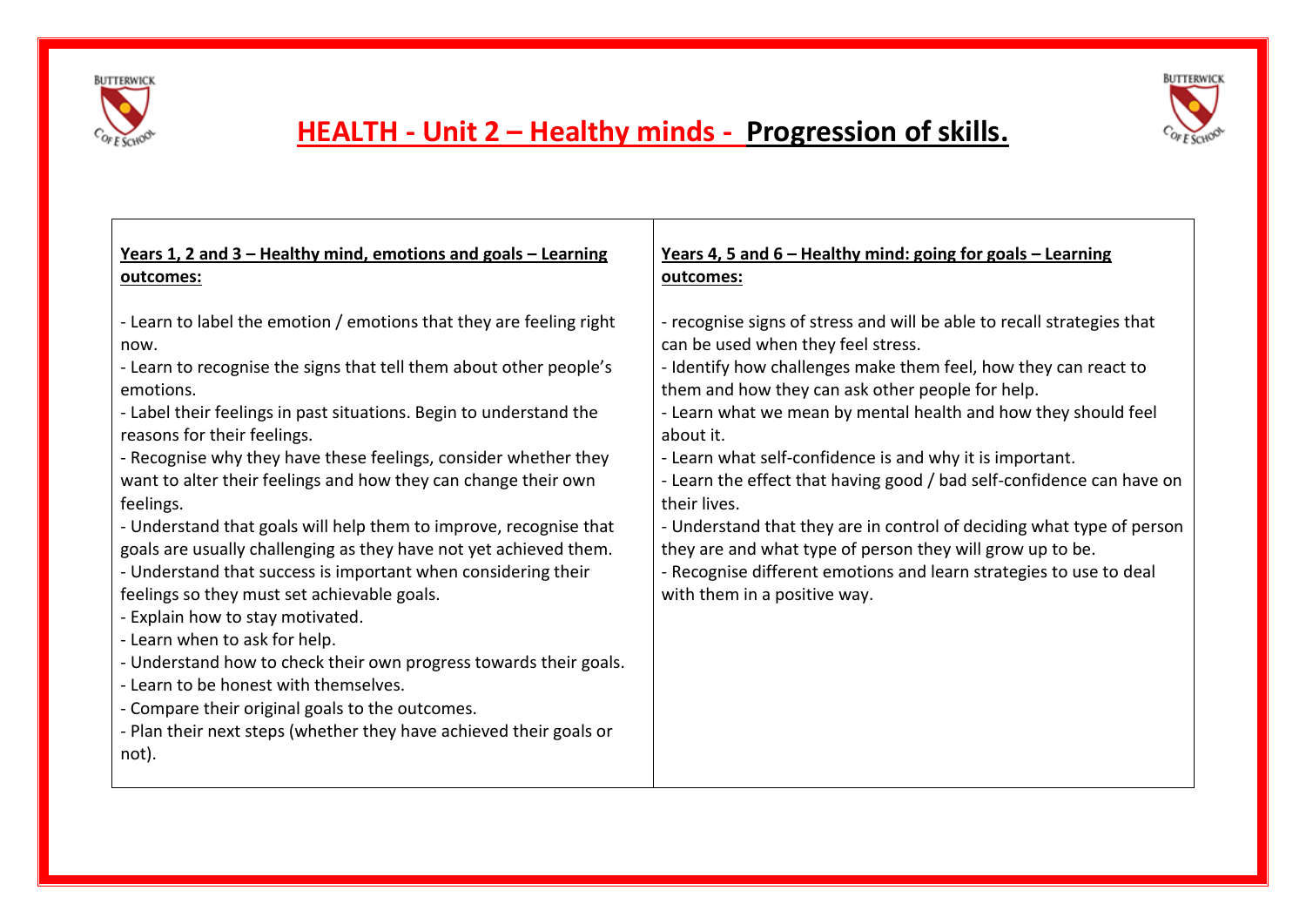# HEALTH - Unit 2 – Healthy minds - Progression of skills.

| **Years 1, 2 and 3 – Healthy mind, emotions and goals – Learning outcomes:** | **Years 4, 5 and 6 – Healthy mind: going for goals – Learning outcomes:** |
|---|---|
| - Learn to label the emotion / emotions that they are feeling right now.<br>- Learn to recognise the signs that tell them about other people's emotions.<br>- Label their feelings in past situations. Begin to understand the reasons for their feelings.<br>- Recognise why they have these feelings, consider whether they want to alter their feelings and how they can change their own feelings.<br>- Understand that goals will help them to improve, recognise that goals are usually challenging as they have not yet achieved them.<br>- Understand that success is important when considering their feelings so they must set achievable goals.<br>- Explain how to stay motivated.<br>- Learn when to ask for help.<br>- Understand how to check their own progress towards their goals.<br>- Learn to be honest with themselves.<br>- Compare their original goals to the outcomes.<br>- Plan their next steps (whether they have achieved their goals or not). | - recognise signs of stress and will be able to recall strategies that can be used when they feel stress.<br>- Identify how challenges make them feel, how they can react to them and how they can ask other people for help.<br>- Learn what we mean by mental health and how they should feel about it.<br>- Learn what self-confidence is and why it is important.<br>- Learn the effect that having good / bad self-confidence can have on their lives.<br>- Understand that they are in control of deciding what type of person they are and what type of person they will grow up to be.<br>- Recognise different emotions and learn strategies to use to deal with them in a positive way. |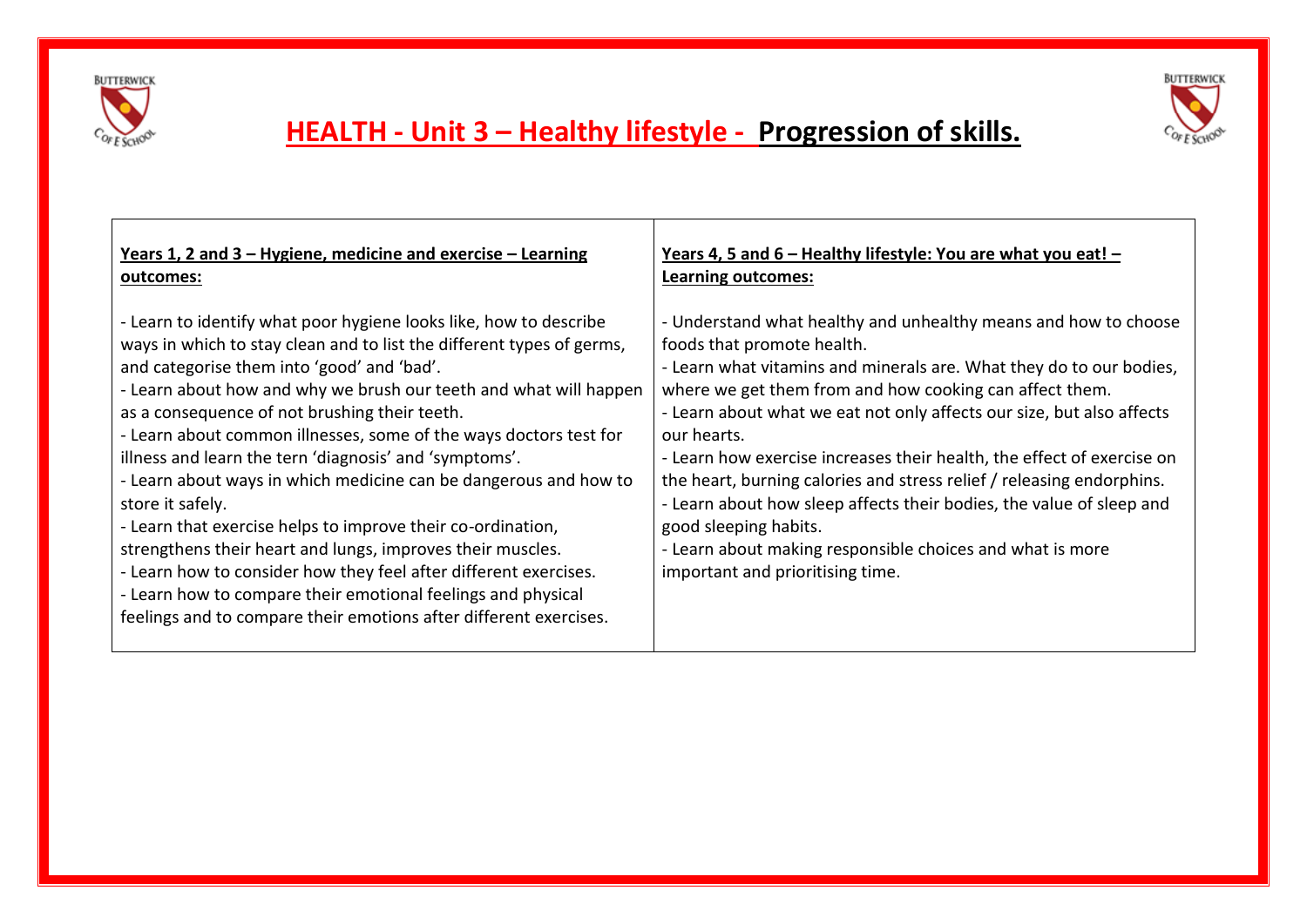# HEALTH - Unit 3 – Healthy lifestyle - **Progression of skills.**

| **Years 1, 2 and 3 – Hygiene, medicine and exercise – Learning outcomes:** | **Years 4, 5 and 6 – Healthy lifestyle: You are what you eat! – Learning outcomes:** |
| --- | --- |
| - Learn to identify what poor hygiene looks like, how to describe ways in which to stay clean and to list the different types of germs, and categorise them into 'good' and 'bad'.<br>- Learn about how and why we brush our teeth and what will happen as a consequence of not brushing their teeth.<br>- Learn about common illnesses, some of the ways doctors test for illness and learn the tern 'diagnosis' and 'symptoms'.<br>- Learn about ways in which medicine can be dangerous and how to store it safely.<br>- Learn that exercise helps to improve their co-ordination, strengthens their heart and lungs, improves their muscles.<br>- Learn how to consider how they feel after different exercises.<br>- Learn how to compare their emotional feelings and physical feelings and to compare their emotions after different exercises. | - Understand what healthy and unhealthy means and how to choose foods that promote health.<br>- Learn what vitamins and minerals are. What they do to our bodies, where we get them from and how cooking can affect them.<br>- Learn about what we eat not only affects our size, but also affects our hearts.<br>- Learn how exercise increases their health, the effect of exercise on the heart, burning calories and stress relief / releasing endorphins.<br>- Learn about how sleep affects their bodies, the value of sleep and good sleeping habits.<br>- Learn about making responsible choices and what is more important and prioritising time. |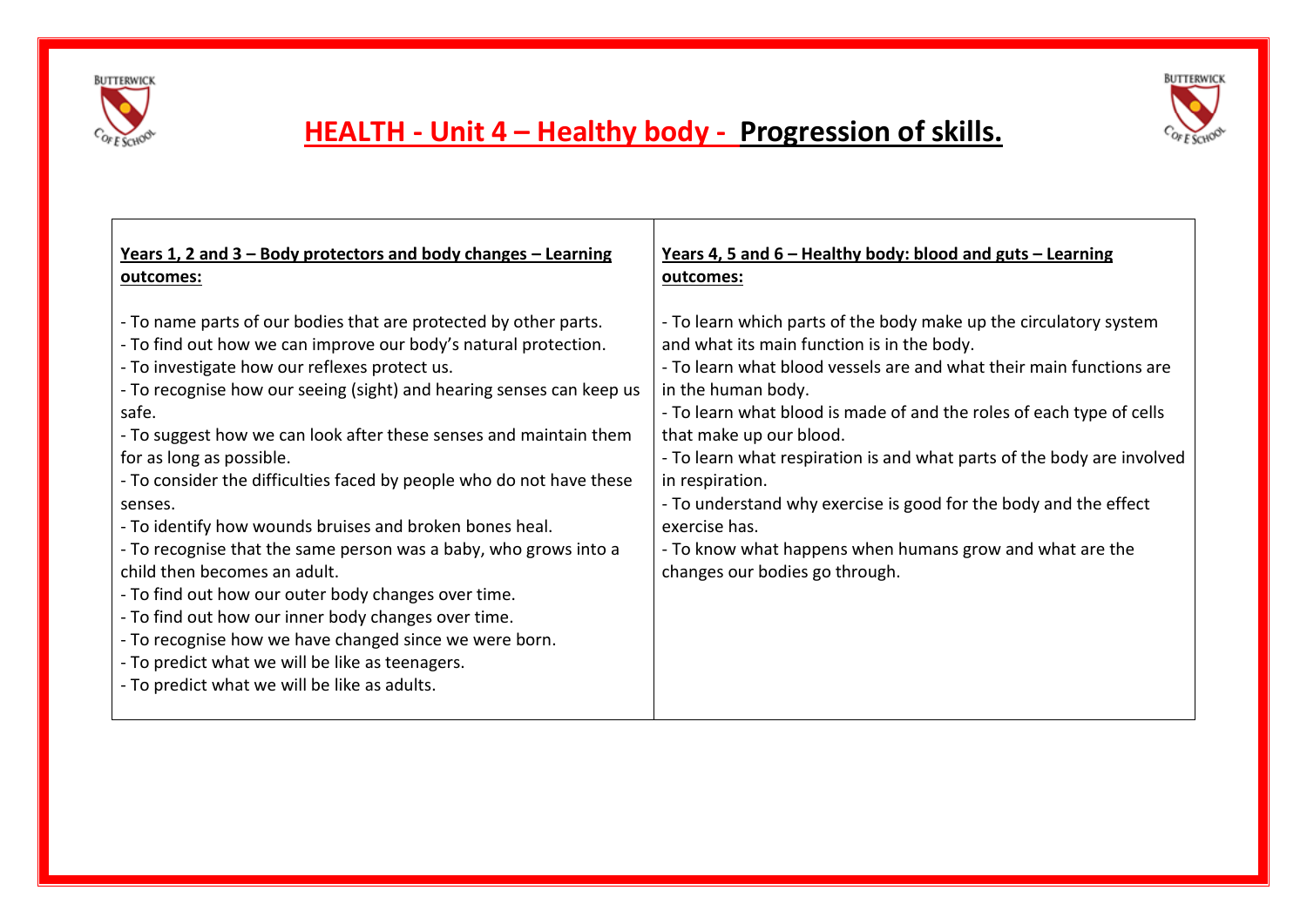# HEALTH - Unit 4 – Healthy body - Progression of skills.

| Years 1, 2 and 3 – Body protectors and body changes – Learning outcomes: | Years 4, 5 and 6 – Healthy body: blood and guts – Learning outcomes: |
| --- | --- |
| - To name parts of our bodies that are protected by other parts.<br>- To find out how we can improve our body's natural protection.<br>- To investigate how our reflexes protect us.<br>- To recognise how our seeing (sight) and hearing senses can keep us safe.<br>- To suggest how we can look after these senses and maintain them for as long as possible.<br>- To consider the difficulties faced by people who do not have these senses.<br>- To identify how wounds bruises and broken bones heal.<br>- To recognise that the same person was a baby, who grows into a child then becomes an adult.<br>- To find out how our outer body changes over time.<br>- To find out how our inner body changes over time.<br>- To recognise how we have changed since we were born.<br>- To predict what we will be like as teenagers.<br>- To predict what we will be like as adults. | - To learn which parts of the body make up the circulatory system and what its main function is in the body.<br>- To learn what blood vessels are and what their main functions are in the human body.<br>- To learn what blood is made of and the roles of each type of cells that make up our blood.<br>- To learn what respiration is and what parts of the body are involved in respiration.<br>- To understand why exercise is good for the body and the effect exercise has.<br>- To know what happens when humans grow and what are the changes our bodies go through. |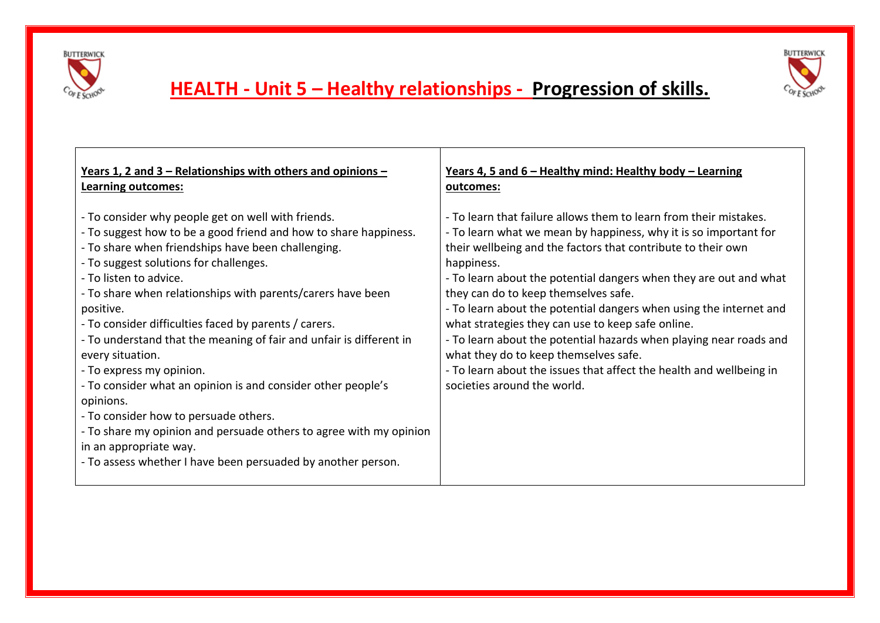# HEALTH - Unit 5 – Healthy relationships - **Progression of skills.**

| **Years 1, 2 and 3 – Relationships with others and opinions – Learning outcomes:** | **Years 4, 5 and 6 – Healthy mind: Healthy body – Learning outcomes:** |
|---|---|
| - To consider why people get on well with friends.<br>- To suggest how to be a good friend and how to share happiness.<br>- To share when friendships have been challenging.<br>- To suggest solutions for challenges.<br>- To listen to advice.<br>- To share when relationships with parents/carers have been positive.<br>- To consider difficulties faced by parents / carers.<br>- To understand that the meaning of fair and unfair is different in every situation.<br>- To express my opinion.<br>- To consider what an opinion is and consider other people's opinions.<br>- To consider how to persuade others.<br>- To share my opinion and persuade others to agree with my opinion in an appropriate way.<br>- To assess whether I have been persuaded by another person. | - To learn that failure allows them to learn from their mistakes.<br>- To learn what we mean by happiness, why it is so important for their wellbeing and the factors that contribute to their own happiness.<br>- To learn about the potential dangers when they are out and what they can do to keep themselves safe.<br>- To learn about the potential dangers when using the internet and what strategies they can use to keep safe online.<br>- To learn about the potential hazards when playing near roads and what they do to keep themselves safe.<br>- To learn about the issues that affect the health and wellbeing in societies around the world. |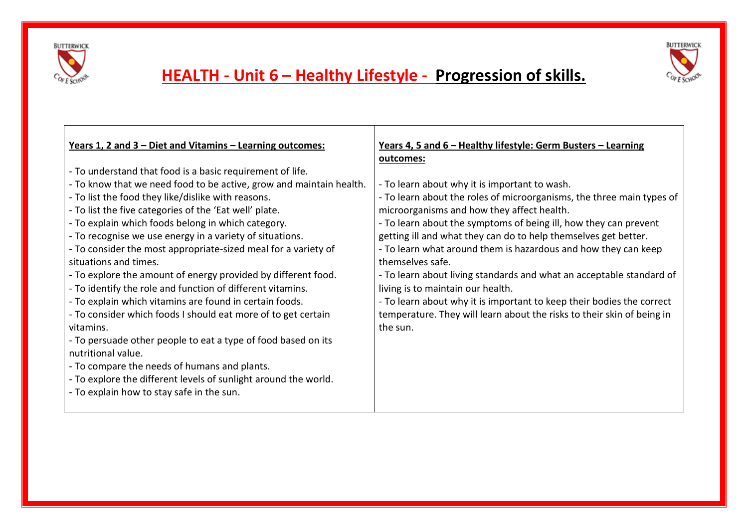# HEALTH - Unit 6 – Healthy Lifestyle - Progression of skills.

| Years 1, 2 and 3 – Diet and Vitamins – Learning outcomes: | Years 4, 5 and 6 – Healthy lifestyle: Germ Busters – Learning outcomes: |
|---|---|
| - To understand that food is a basic requirement of life.<br>- To know that we need food to be active, grow and maintain health.<br>- To list the food they like/dislike with reasons.<br>- To list the five categories of the 'Eat well' plate.<br>- To explain which foods belong in which category.<br>- To recognise we use energy in a variety of situations.<br>- To consider the most appropriate-sized meal for a variety of situations and times.<br>- To explore the amount of energy provided by different food.<br>- To identify the role and function of different vitamins.<br>- To explain which vitamins are found in certain foods.<br>- To consider which foods I should eat more of to get certain vitamins.<br>- To persuade other people to eat a type of food based on its nutritional value.<br>- To compare the needs of humans and plants.<br>- To explore the different levels of sunlight around the world.<br>- To explain how to stay safe in the sun. | - To learn about why it is important to wash.<br>- To learn about the roles of microorganisms, the three main types of microorganisms and how they affect health.<br>- To learn about the symptoms of being ill, how they can prevent getting ill and what they can do to help themselves get better.<br>- To learn what around them is hazardous and how they can keep themselves safe.<br>- To learn about living standards and what an acceptable standard of living is to maintain our health.<br>- To learn about why it is important to keep their bodies the correct temperature. They will learn about the risks to their skin of being in the sun. |